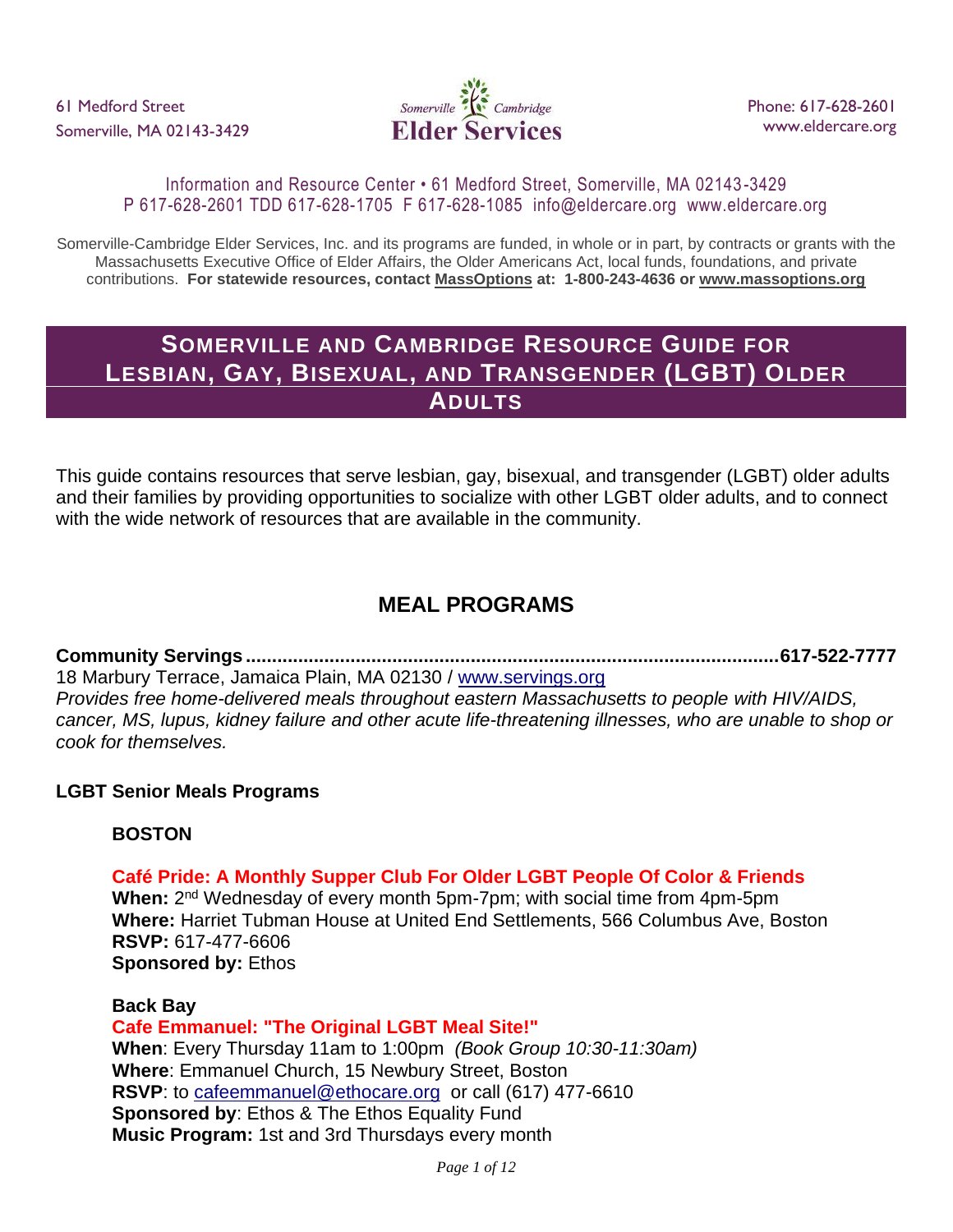61 Medford Street
Somerville, MA 02143-3429

Somerville Cambridge **Elder Services**

Phone: 617-628-2601
www.eldercare.org

Information and Resource Center • 61 Medford Street, Somerville, MA 02143-3429
P 617-628-2601 TDD 617-628-1705 F 617-628-1085 info@eldercare.org www.eldercare.org

Somerville-Cambridge Elder Services, Inc. and its programs are funded, in whole or in part, by contracts or grants with the Massachusetts Executive Office of Elder Affairs, the Older Americans Act, local funds, foundations, and private contributions. **For statewide resources, contact MassOptions at: 1-800-243-4636 or www.massoptions.org**

# SOMERVILLE AND CAMBRIDGE RESOURCE GUIDE FOR LESBIAN, GAY, BISEXUAL, AND TRANSGENDER (LGBT) OLDER ADULTS

This guide contains resources that serve lesbian, gay, bisexual, and transgender (LGBT) older adults and their families by providing opportunities to socialize with other LGBT older adults, and to connect with the wide network of resources that are available in the community.

## MEAL PROGRAMS

**Community Servings..........................................................................................617-522-7777**
18 Marbury Terrace, Jamaica Plain, MA 02130 / www.servings.org
*Provides free home-delivered meals throughout eastern Massachusetts to people with HIV/AIDS, cancer, MS, lupus, kidney failure and other acute life-threatening illnesses, who are unable to shop or cook for themselves.*

### LGBT Senior Meals Programs

#### BOSTON

**Café Pride: A Monthly Supper Club For Older LGBT People Of Color & Friends**
**When:** 2nd Wednesday of every month 5pm-7pm; with social time from 4pm-5pm
**Where:** Harriet Tubman House at United End Settlements, 566 Columbus Ave, Boston
**RSVP:** 617-477-6606
**Sponsored by:** Ethos

**Back Bay**
**Cafe Emmanuel: "The Original LGBT Meal Site!"**
**When**: Every Thursday 11am to 1:00pm *(Book Group 10:30-11:30am)*
**Where**: Emmanuel Church, 15 Newbury Street, Boston
**RSVP**: to cafeemmanuel@ethocare.org or call (617) 477-6610
**Sponsored by**: Ethos & The Ethos Equality Fund
**Music Program:** 1st and 3rd Thursdays every month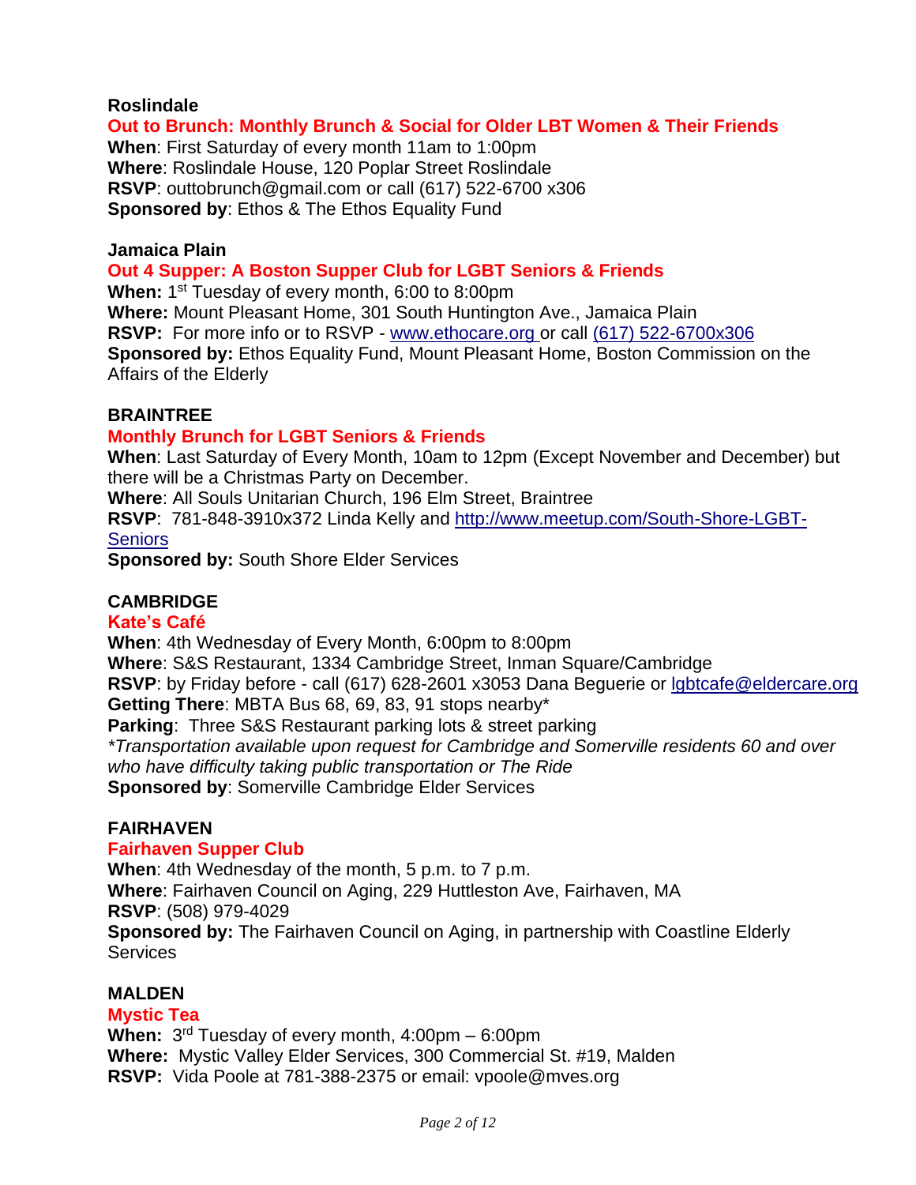### Roslindale

**Out to Brunch: Monthly Brunch & Social for Older LBT Women & Their Friends**

**When**: First Saturday of every month 11am to 1:00pm
**Where**: Roslindale House, 120 Poplar Street Roslindale
**RSVP**: outtobrunch@gmail.com or call (617) 522-6700 x306
**Sponsored by**: Ethos & The Ethos Equality Fund

### Jamaica Plain

**Out 4 Supper: A Boston Supper Club for LGBT Seniors & Friends**

**When:** 1st Tuesday of every month, 6:00 to 8:00pm
**Where:** Mount Pleasant Home, 301 South Huntington Ave., Jamaica Plain
**RSVP:** For more info or to RSVP - www.ethocare.org or call (617) 522-6700x306
**Sponsored by:** Ethos Equality Fund, Mount Pleasant Home, Boston Commission on the Affairs of the Elderly

### BRAINTREE

**Monthly Brunch for LGBT Seniors & Friends**

**When**: Last Saturday of Every Month, 10am to 12pm (Except November and December) but there will be a Christmas Party on December.
**Where**: All Souls Unitarian Church, 196 Elm Street, Braintree
**RSVP**: 781-848-3910x372 Linda Kelly and http://www.meetup.com/South-Shore-LGBT-Seniors
**Sponsored by:** South Shore Elder Services

### CAMBRIDGE

**Kate's Café**

**When**: 4th Wednesday of Every Month, 6:00pm to 8:00pm
**Where**: S&S Restaurant, 1334 Cambridge Street, Inman Square/Cambridge
**RSVP**: by Friday before - call (617) 628-2601 x3053 Dana Beguerie or lgbtcafe@eldercare.org
**Getting There**: MBTA Bus 68, 69, 83, 91 stops nearby*
**Parking**: Three S&S Restaurant parking lots & street parking
*\*Transportation available upon request for Cambridge and Somerville residents 60 and over who have difficulty taking public transportation or The Ride*
**Sponsored by**: Somerville Cambridge Elder Services

### FAIRHAVEN

**Fairhaven Supper Club**

**When**: 4th Wednesday of the month, 5 p.m. to 7 p.m.
**Where**: Fairhaven Council on Aging, 229 Huttleston Ave, Fairhaven, MA
**RSVP**: (508) 979-4029
**Sponsored by:** The Fairhaven Council on Aging, in partnership with Coastline Elderly Services

### MALDEN

**Mystic Tea**

**When:** 3rd Tuesday of every month, 4:00pm – 6:00pm
**Where:** Mystic Valley Elder Services, 300 Commercial St. #19, Malden
**RSVP:** Vida Poole at 781-388-2375 or email: vpoole@mves.org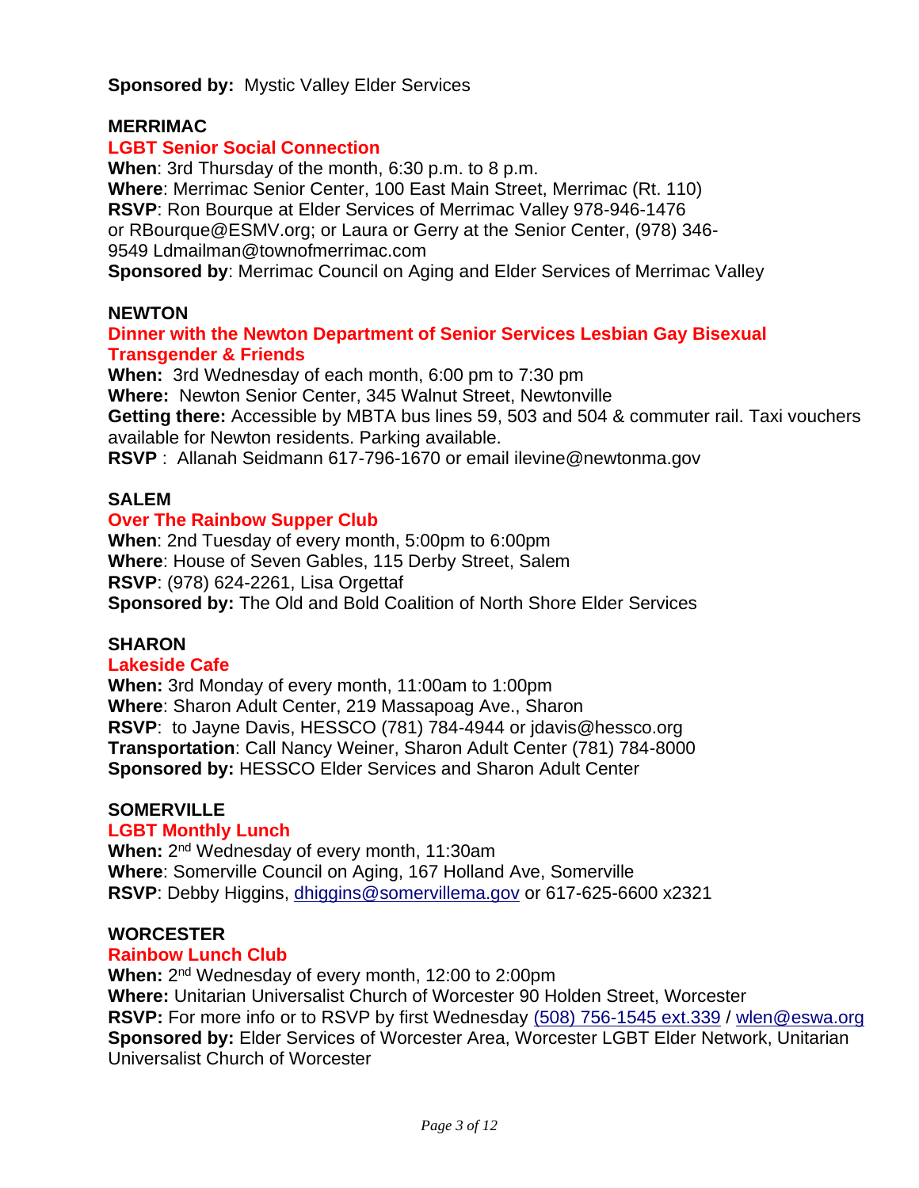**Sponsored by:** Mystic Valley Elder Services

## MERRIMAC

### LGBT Senior Social Connection

**When**: 3rd Thursday of the month, 6:30 p.m. to 8 p.m.
**Where**: Merrimac Senior Center, 100 East Main Street, Merrimac (Rt. 110)
**RSVP**: Ron Bourque at Elder Services of Merrimac Valley 978-946-1476 or RBourque@ESMV.org; or Laura or Gerry at the Senior Center, (978) 346-9549 Ldmailman@townofmerrimac.com
**Sponsored by**: Merrimac Council on Aging and Elder Services of Merrimac Valley

## NEWTON

### Dinner with the Newton Department of Senior Services Lesbian Gay Bisexual Transgender & Friends

**When:** 3rd Wednesday of each month, 6:00 pm to 7:30 pm
**Where:** Newton Senior Center, 345 Walnut Street, Newtonville
**Getting there:** Accessible by MBTA bus lines 59, 503 and 504 & commuter rail. Taxi vouchers available for Newton residents. Parking available.
**RSVP** : Allanah Seidmann 617-796-1670 or email ilevine@newtonma.gov

## SALEM

### Over The Rainbow Supper Club

**When**: 2nd Tuesday of every month, 5:00pm to 6:00pm
**Where**: House of Seven Gables, 115 Derby Street, Salem
**RSVP**: (978) 624-2261, Lisa Orgettaf
**Sponsored by:** The Old and Bold Coalition of North Shore Elder Services

## SHARON

### Lakeside Cafe

**When:** 3rd Monday of every month, 11:00am to 1:00pm
**Where**: Sharon Adult Center, 219 Massapoag Ave., Sharon
**RSVP**: to Jayne Davis, HESSCO (781) 784-4944 or jdavis@hessco.org
**Transportation**: Call Nancy Weiner, Sharon Adult Center (781) 784-8000
**Sponsored by:** HESSCO Elder Services and Sharon Adult Center

## SOMERVILLE

### LGBT Monthly Lunch

**When:** 2nd Wednesday of every month, 11:30am
**Where**: Somerville Council on Aging, 167 Holland Ave, Somerville
**RSVP**: Debby Higgins, dhiggins@somervillema.gov or 617-625-6600 x2321

## WORCESTER

### Rainbow Lunch Club

**When:** 2nd Wednesday of every month, 12:00 to 2:00pm
**Where:** Unitarian Universalist Church of Worcester 90 Holden Street, Worcester
**RSVP:** For more info or to RSVP by first Wednesday (508) 756-1545 ext.339 / wlen@eswa.org
**Sponsored by:** Elder Services of Worcester Area, Worcester LGBT Elder Network, Unitarian Universalist Church of Worcester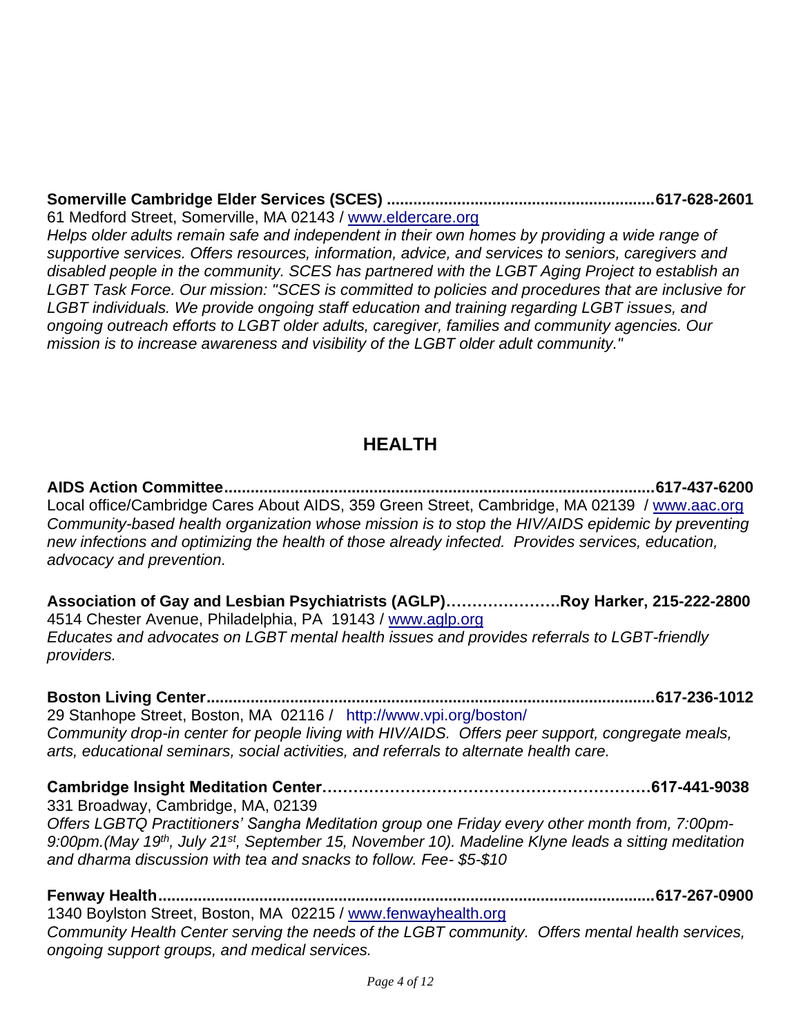**Somerville Cambridge Elder Services (SCES) ............................................................617-628-2601**
61 Medford Street, Somerville, MA 02143 / www.eldercare.org
*Helps older adults remain safe and independent in their own homes by providing a wide range of supportive services. Offers resources, information, advice, and services to seniors, caregivers and disabled people in the community. SCES has partnered with the LGBT Aging Project to establish an LGBT Task Force. Our mission: "SCES is committed to policies and procedures that are inclusive for LGBT individuals. We provide ongoing staff education and training regarding LGBT issues, and ongoing outreach efforts to LGBT older adults, caregiver, families and community agencies. Our mission is to increase awareness and visibility of the LGBT older adult community."*

## HEALTH

**AIDS Action Committee...............................................................................................617-437-6200**
Local office/Cambridge Cares About AIDS, 359 Green Street, Cambridge, MA 02139 / www.aac.org
*Community-based health organization whose mission is to stop the HIV/AIDS epidemic by preventing new infections and optimizing the health of those already infected. Provides services, education, advocacy and prevention.*

**Association of Gay and Lesbian Psychiatrists (AGLP)………………….Roy Harker, 215-222-2800**
4514 Chester Avenue, Philadelphia, PA 19143 / www.aglp.org
*Educates and advocates on LGBT mental health issues and provides referrals to LGBT-friendly providers.*

**Boston Living Center...................................................................................................617-236-1012**
29 Stanhope Street, Boston, MA 02116 / http://www.vpi.org/boston/
*Community drop-in center for people living with HIV/AIDS. Offers peer support, congregate meals, arts, educational seminars, social activities, and referrals to alternate health care.*

**Cambridge Insight Meditation Center………………………………………………………617-441-9038**
331 Broadway, Cambridge, MA, 02139
*Offers LGBTQ Practitioners' Sangha Meditation group one Friday every other month from, 7:00pm-9:00pm.(May 19th, July 21st, September 15, November 10). Madeline Klyne leads a sitting meditation and dharma discussion with tea and snacks to follow. Fee- $5-$10*

**Fenway Health.............................................................................................................617-267-0900**
1340 Boylston Street, Boston, MA 02215 / www.fenwayhealth.org
*Community Health Center serving the needs of the LGBT community. Offers mental health services, ongoing support groups, and medical services.*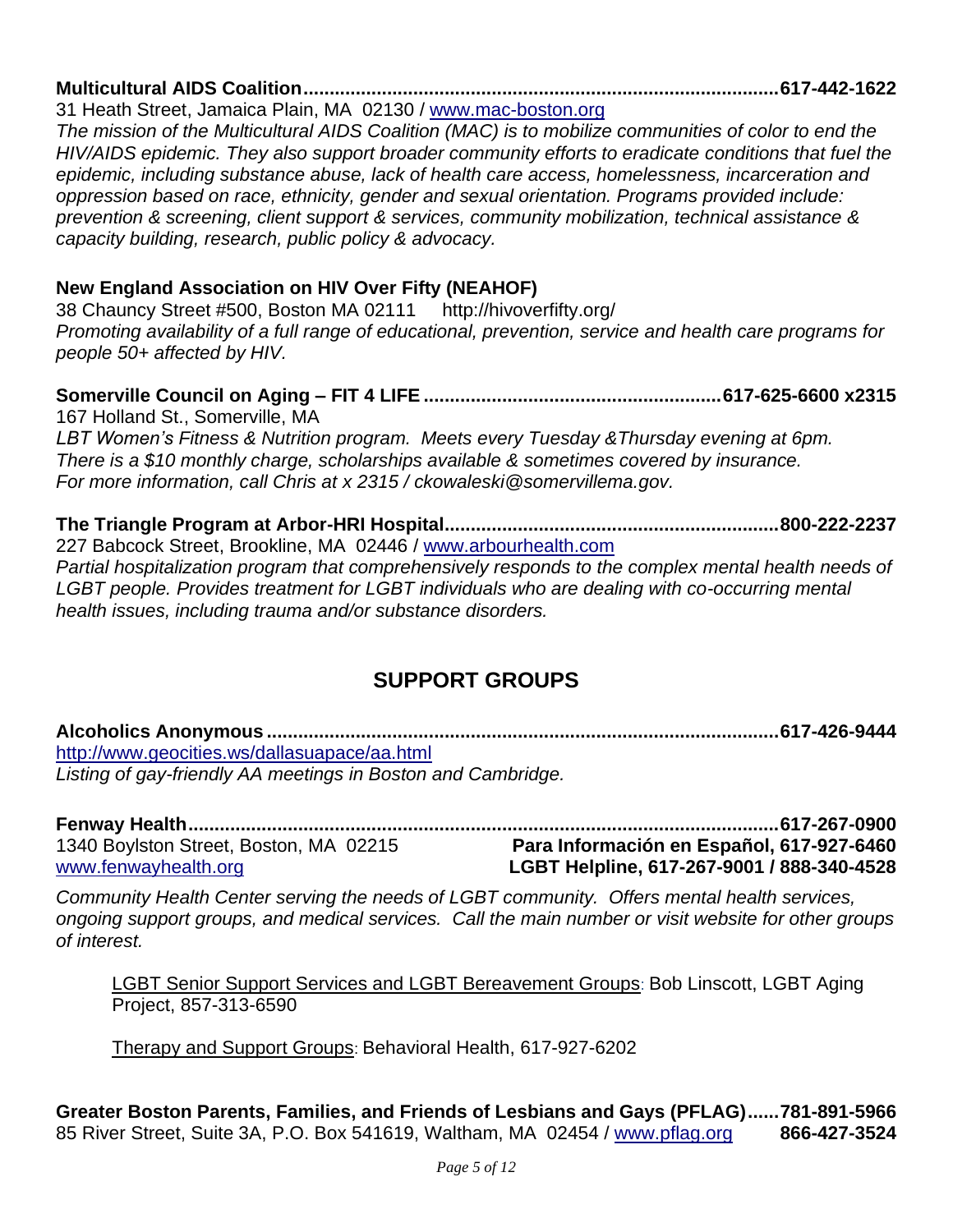**Multicultural AIDS Coalition..........................................................................................617-442-1622**
31 Heath Street, Jamaica Plain, MA 02130 / [www.mac-boston.org](http://www.mac-boston.org)
*The mission of the Multicultural AIDS Coalition (MAC) is to mobilize communities of color to end the HIV/AIDS epidemic. They also support broader community efforts to eradicate conditions that fuel the epidemic, including substance abuse, lack of health care access, homelessness, incarceration and oppression based on race, ethnicity, gender and sexual orientation. Programs provided include: prevention & screening, client support & services, community mobilization, technical assistance & capacity building, research, public policy & advocacy.*

**New England Association on HIV Over Fifty (NEAHOF)**
38 Chauncy Street #500, Boston MA 02111 http://hivoverfifty.org/
*Promoting availability of a full range of educational, prevention, service and health care programs for people 50+ affected by HIV.*

**Somerville Council on Aging – FIT 4 LIFE........................................................617-625-6600 x2315**
167 Holland St., Somerville, MA
*LBT Women's Fitness & Nutrition program. Meets every Tuesday &Thursday evening at 6pm. There is a $10 monthly charge, scholarships available & sometimes covered by insurance. For more information, call Chris at x 2315 / ckowaleski@somervillema.gov.*

**The Triangle Program at Arbor-HRI Hospital...............................................................800-222-2237**
227 Babcock Street, Brookline, MA 02446 / [www.arbourhealth.com](http://www.arbourhealth.com)
*Partial hospitalization program that comprehensively responds to the complex mental health needs of LGBT people. Provides treatment for LGBT individuals who are dealing with co-occurring mental health issues, including trauma and/or substance disorders.*

## SUPPORT GROUPS

**Alcoholics Anonymous................................................................................................617-426-9444**
[http://www.geocities.ws/dallasuapace/aa.html](http://www.geocities.ws/dallasuapace/aa.html)
*Listing of gay-friendly AA meetings in Boston and Cambridge.*

**Fenway Health................................................................................................................617-267-0900**
1340 Boylston Street, Boston, MA 02215 — **Para Información en Español, 617-927-6460**
[www.fenwayhealth.org](http://www.fenwayhealth.org) — **LGBT Helpline, 617-267-9001 / 888-340-4528**

*Community Health Center serving the needs of LGBT community. Offers mental health services, ongoing support groups, and medical services. Call the main number or visit website for other groups of interest.*

LGBT Senior Support Services and LGBT Bereavement Groups: Bob Linscott, LGBT Aging Project, 857-313-6590

Therapy and Support Groups: Behavioral Health, 617-927-6202

**Greater Boston Parents, Families, and Friends of Lesbians and Gays (PFLAG)......781-891-5966**
85 River Street, Suite 3A, P.O. Box 541619, Waltham, MA 02454 / [www.pflag.org](http://www.pflag.org) **866-427-3524**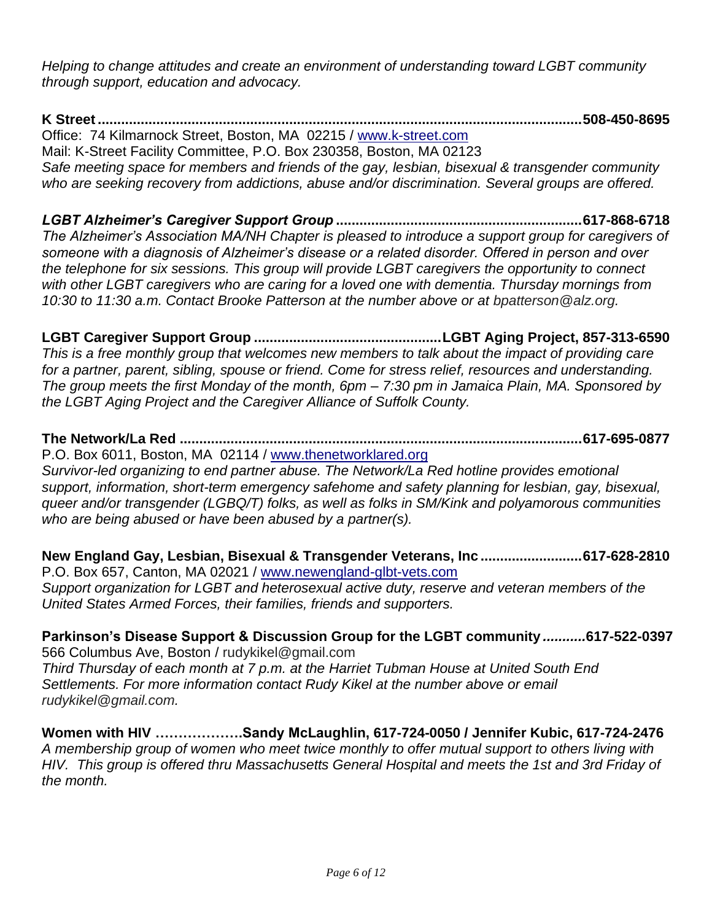*Helping to change attitudes and create an environment of understanding toward LGBT community through support, education and advocacy.*

**K Street .........................................................................................................................508-450-8695**
Office: 74 Kilmarnock Street, Boston, MA 02215 / [www.k-street.com](http://www.k-street.com)
Mail: K-Street Facility Committee, P.O. Box 230358, Boston, MA 02123
*Safe meeting space for members and friends of the gay, lesbian, bisexual & transgender community who are seeking recovery from addictions, abuse and/or discrimination. Several groups are offered.*

***LGBT Alzheimer's Caregiver Support Group*** **..............................................................617-868-6718**
*The Alzheimer's Association MA/NH Chapter is pleased to introduce a support group for caregivers of someone with a diagnosis of Alzheimer's disease or a related disorder. Offered in person and over the telephone for six sessions. This group will provide LGBT caregivers the opportunity to connect with other LGBT caregivers who are caring for a loved one with dementia. Thursday mornings from 10:30 to 11:30 a.m. Contact Brooke Patterson at the number above or at bpatterson@alz.org.*

**LGBT Caregiver Support Group ................................................LGBT Aging Project, 857-313-6590**
*This is a free monthly group that welcomes new members to talk about the impact of providing care for a partner, parent, sibling, spouse or friend. Come for stress relief, resources and understanding. The group meets the first Monday of the month, 6pm – 7:30 pm in Jamaica Plain, MA. Sponsored by the LGBT Aging Project and the Caregiver Alliance of Suffolk County.*

**The Network/La Red .....................................................................................................617-695-0877**
P.O. Box 6011, Boston, MA 02114 / [www.thenetworklared.org](http://www.thenetworklared.org)
*Survivor-led organizing to end partner abuse. The Network/La Red hotline provides emotional support, information, short-term emergency safehome and safety planning for lesbian, gay, bisexual, queer and/or transgender (LGBQ/T) folks, as well as folks in SM/Kink and polyamorous communities who are being abused or have been abused by a partner(s).*

**New England Gay, Lesbian, Bisexual & Transgender Veterans, Inc .........................617-628-2810**
P.O. Box 657, Canton, MA 02021 / [www.newengland-glbt-vets.com](http://www.newengland-glbt-vets.com)
*Support organization for LGBT and heterosexual active duty, reserve and veteran members of the United States Armed Forces, their families, friends and supporters.*

**Parkinson's Disease Support & Discussion Group for the LGBT community...........617-522-0397**
566 Columbus Ave, Boston / rudykikel@gmail.com
*Third Thursday of each month at 7 p.m. at the Harriet Tubman House at United South End Settlements. For more information contact Rudy Kikel at the number above or email rudykikel@gmail.com.*

**Women with HIV ……………….Sandy McLaughlin, 617-724-0050 / Jennifer Kubic, 617-724-2476**
*A membership group of women who meet twice monthly to offer mutual support to others living with HIV. This group is offered thru Massachusetts General Hospital and meets the 1st and 3rd Friday of the month.*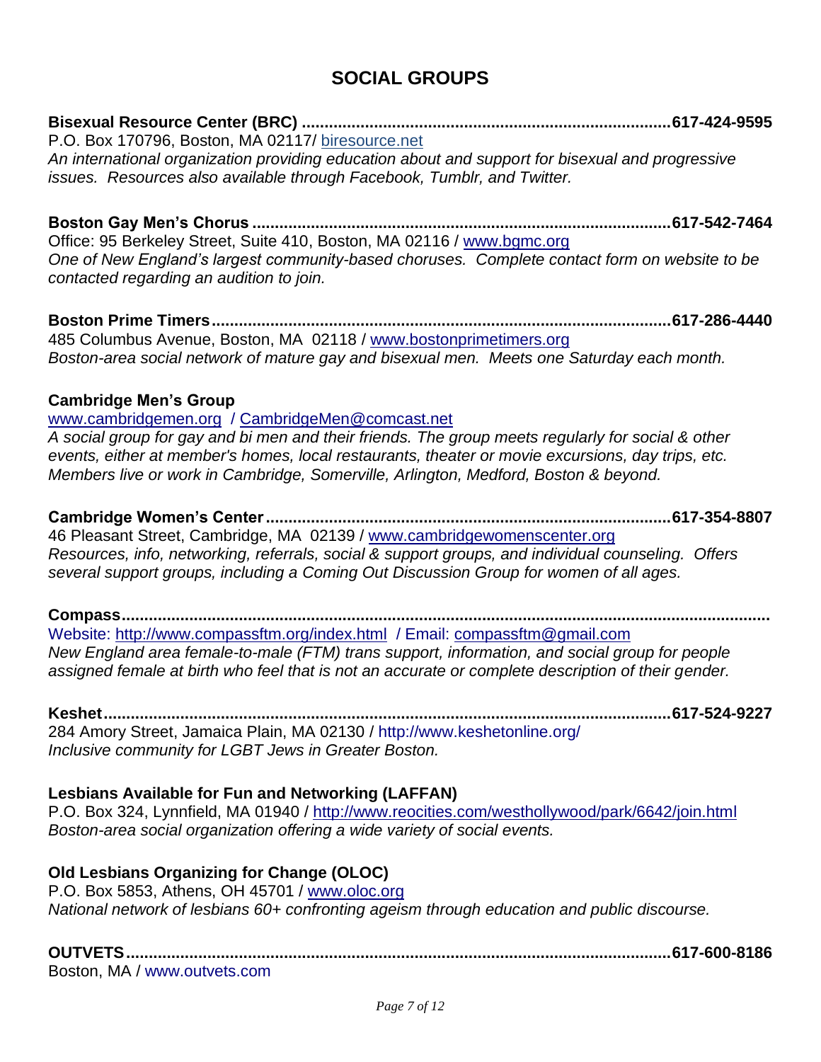# SOCIAL GROUPS

**Bisexual Resource Center (BRC) ..................................................................................617-424-9595**
P.O. Box 170796, Boston, MA 02117/ biresource.net
*An international organization providing education about and support for bisexual and progressive issues. Resources also available through Facebook, Tumblr, and Twitter.*

**Boston Gay Men's Chorus ............................................................................................617-542-7464**
Office: 95 Berkeley Street, Suite 410, Boston, MA 02116 / www.bgmc.org
*One of New England's largest community-based choruses. Complete contact form on website to be contacted regarding an audition to join.*

**Boston Prime Timers.....................................................................................................617-286-4440**
485 Columbus Avenue, Boston, MA 02118 / www.bostonprimetimers.org
*Boston-area social network of mature gay and bisexual men. Meets one Saturday each month.*

**Cambridge Men's Group**
www.cambridgemen.org / CambridgeMen@comcast.net
*A social group for gay and bi men and their friends. The group meets regularly for social & other events, either at member's homes, local restaurants, theater or movie excursions, day trips, etc. Members live or work in Cambridge, Somerville, Arlington, Medford, Boston & beyond.*

**Cambridge Women's Center.........................................................................................617-354-8807**
46 Pleasant Street, Cambridge, MA 02139 / www.cambridgewomenscenter.org
*Resources, info, networking, referrals, social & support groups, and individual counseling. Offers several support groups, including a Coming Out Discussion Group for women of all ages.*

**Compass...........................................................................................................................**
Website: http://www.compassftm.org/index.html / Email: compassftm@gmail.com
*New England area female-to-male (FTM) trans support, information, and social group for people assigned female at birth who feel that is not an accurate or complete description of their gender.*

**Keshet.............................................................................................................................617-524-9227**
284 Amory Street, Jamaica Plain, MA 02130 / http://www.keshetonline.org/
*Inclusive community for LGBT Jews in Greater Boston.*

**Lesbians Available for Fun and Networking (LAFFAN)**
P.O. Box 324, Lynnfield, MA 01940 / http://www.reocities.com/westhollywood/park/6642/join.html
*Boston-area social organization offering a wide variety of social events.*

**Old Lesbians Organizing for Change (OLOC)**
P.O. Box 5853, Athens, OH 45701 / www.oloc.org
*National network of lesbians 60+ confronting ageism through education and public discourse.*

**OUTVETS.........................................................................................................................617-600-8186**
Boston, MA / www.outvets.com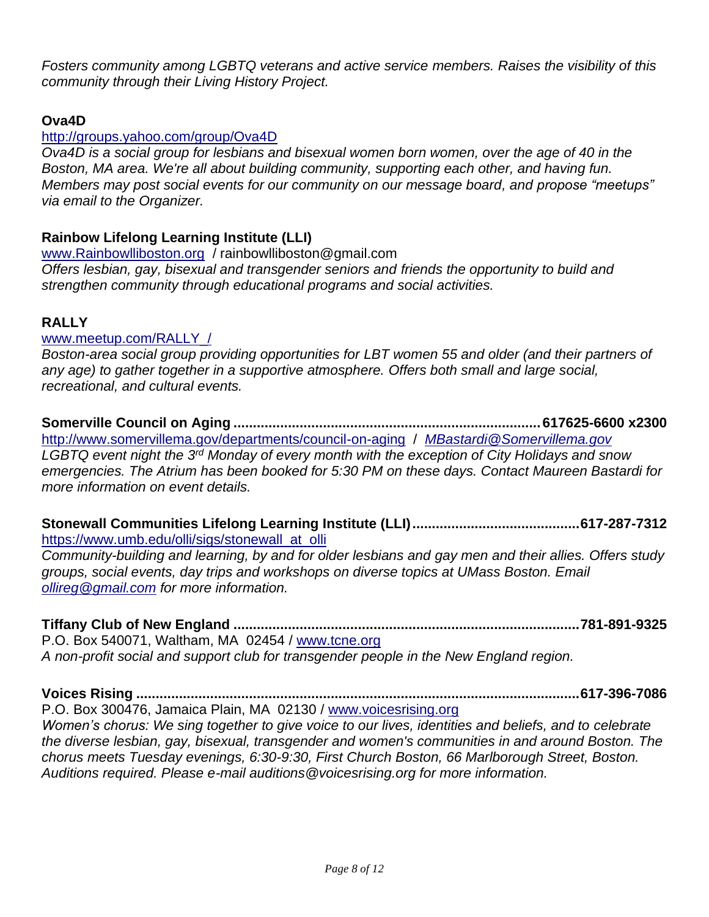*Fosters community among LGBTQ veterans and active service members. Raises the visibility of this community through their Living History Project.*

**Ova4D**

http://groups.yahoo.com/group/Ova4D

*Ova4D is a social group for lesbians and bisexual women born women, over the age of 40 in the Boston, MA area. We're all about building community, supporting each other, and having fun. Members may post social events for our community on our message board, and propose "meetups" via email to the Organizer.*

**Rainbow Lifelong Learning Institute (LLI)**

www.Rainbowlliboston.org / rainbowlliboston@gmail.com

*Offers lesbian, gay, bisexual and transgender seniors and friends the opportunity to build and strengthen community through educational programs and social activities.*

**RALLY**

www.meetup.com/RALLY_/

*Boston-area social group providing opportunities for LBT women 55 and older (and their partners of any age) to gather together in a supportive atmosphere. Offers both small and large social, recreational, and cultural events.*

**Somerville Council on Aging .............................................................................617625-6600 x2300**

http://www.somervillema.gov/departments/council-on-aging / *MBastardi@Somervillema.gov*

*LGBTQ event night the 3rd Monday of every month with the exception of City Holidays and snow emergencies. The Atrium has been booked for 5:30 PM on these days. Contact Maureen Bastardi for more information on event details.*

**Stonewall Communities Lifelong Learning Institute (LLI)..........................................617-287-7312**

https://www.umb.edu/olli/sigs/stonewall_at_olli

*Community-building and learning, by and for older lesbians and gay men and their allies. Offers study groups, social events, day trips and workshops on diverse topics at UMass Boston. Email ollireg@gmail.com for more information.*

**Tiffany Club of New England .......................................................................................781-891-9325**

P.O. Box 540071, Waltham, MA 02454 / www.tcne.org

*A non-profit social and support club for transgender people in the New England region.*

**Voices Rising ................................................................................................................617-396-7086**

P.O. Box 300476, Jamaica Plain, MA 02130 / www.voicesrising.org

*Women's chorus: We sing together to give voice to our lives, identities and beliefs, and to celebrate the diverse lesbian, gay, bisexual, transgender and women's communities in and around Boston. The chorus meets Tuesday evenings, 6:30-9:30, First Church Boston, 66 Marlborough Street, Boston. Auditions required. Please e-mail auditions@voicesrising.org for more information.*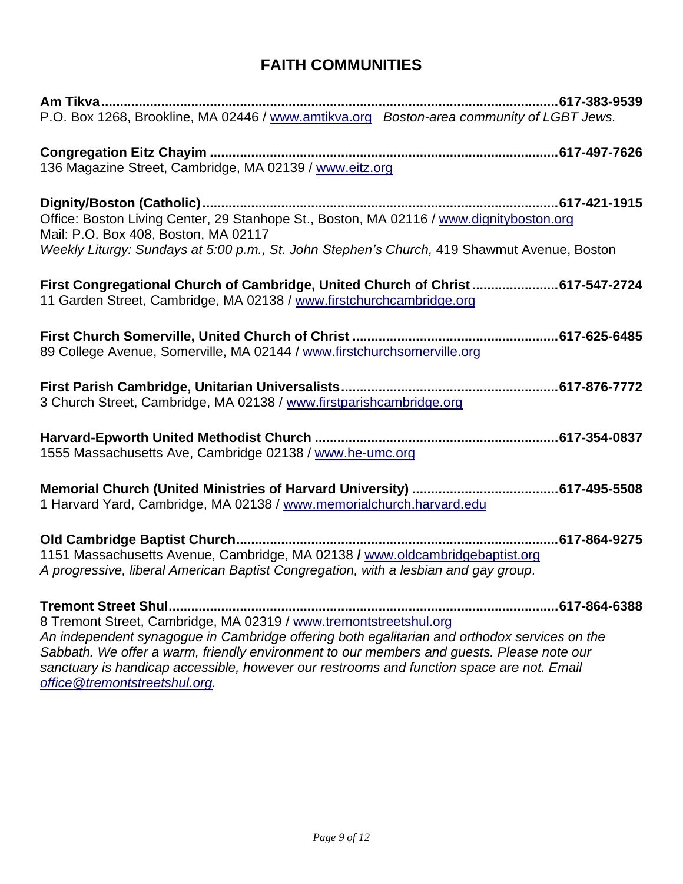# FAITH COMMUNITIES

**Am Tikva..........................................................................................................................617-383-9539**
P.O. Box 1268, Brookline, MA 02446 / www.amtikva.org *Boston-area community of LGBT Jews.*

**Congregation Eitz Chayim ..............................................................................................617-497-7626**
136 Magazine Street, Cambridge, MA 02139 / www.eitz.org

**Dignity/Boston (Catholic)................................................................................................617-421-1915**
Office: Boston Living Center, 29 Stanhope St., Boston, MA 02116 / www.dignityboston.org
Mail: P.O. Box 408, Boston, MA 02117
*Weekly Liturgy: Sundays at 5:00 p.m., St. John Stephen's Church,* 419 Shawmut Avenue, Boston

**First Congregational Church of Cambridge, United Church of Christ.......................617-547-2724**
11 Garden Street, Cambridge, MA 02138 / www.firstchurchcambridge.org

**First Church Somerville, United Church of Christ .......................................................617-625-6485**
89 College Avenue, Somerville, MA 02144 / www.firstchurchsomerville.org

**First Parish Cambridge, Unitarian Universalists..........................................................617-876-7772**
3 Church Street, Cambridge, MA 02138 / www.firstparishcambridge.org

**Harvard-Epworth United Methodist Church .................................................................617-354-0837**
1555 Massachusetts Ave, Cambridge 02138 / www.he-umc.org

**Memorial Church (United Ministries of Harvard University) .......................................617-495-5508**
1 Harvard Yard, Cambridge, MA 02138 / www.memorialchurch.harvard.edu

**Old Cambridge Baptist Church......................................................................................617-864-9275**
1151 Massachusetts Avenue, Cambridge, MA 02138 **/** www.oldcambridgebaptist.org
*A progressive, liberal American Baptist Congregation, with a lesbian and gay group.*

**Tremont Street Shul.........................................................................................................617-864-6388**
8 Tremont Street, Cambridge, MA 02319 / www.tremontstreetshul.org
*An independent synagogue in Cambridge offering both egalitarian and orthodox services on the Sabbath. We offer a warm, friendly environment to our members and guests. Please note our sanctuary is handicap accessible, however our restrooms and function space are not. Email office@tremontstreetshul.org.*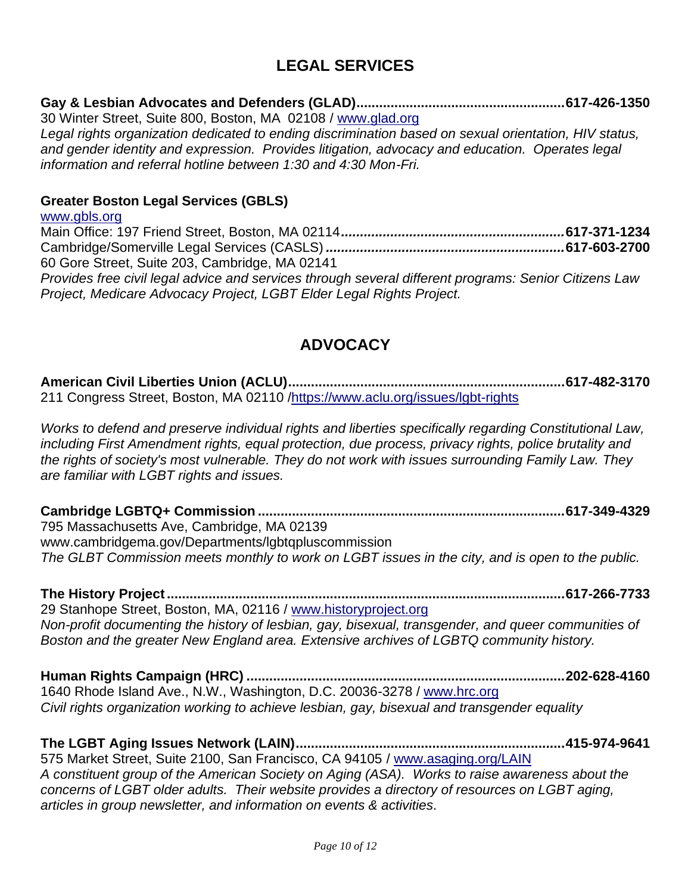## LEGAL SERVICES

**Gay & Lesbian Advocates and Defenders (GLAD)........................................................617-426-1350**
30 Winter Street, Suite 800, Boston, MA 02108 / www.glad.org
*Legal rights organization dedicated to ending discrimination based on sexual orientation, HIV status, and gender identity and expression. Provides litigation, advocacy and education. Operates legal information and referral hotline between 1:30 and 4:30 Mon-Fri.*

**Greater Boston Legal Services (GBLS)**
www.gbls.org
Main Office: 197 Friend Street, Boston, MA 02114**...........................................................617-371-1234**
Cambridge/Somerville Legal Services (CASLS)**..............................................................617-603-2700**
60 Gore Street, Suite 203, Cambridge, MA 02141
*Provides free civil legal advice and services through several different programs: Senior Citizens Law Project, Medicare Advocacy Project, LGBT Elder Legal Rights Project.*

## ADVOCACY

**American Civil Liberties Union (ACLU).........................................................................617-482-3170**
211 Congress Street, Boston, MA 02110 /https://www.aclu.org/issues/lgbt-rights

*Works to defend and preserve individual rights and liberties specifically regarding Constitutional Law, including First Amendment rights, equal protection, due process, privacy rights, police brutality and the rights of society's most vulnerable. They do not work with issues surrounding Family Law. They are familiar with LGBT rights and issues.*

**Cambridge LGBTQ+ Commission .................................................................................617-349-4329**
795 Massachusetts Ave, Cambridge, MA 02139
www.cambridgema.gov/Departments/lgbtqpluscommission
*The GLBT Commission meets monthly to work on LGBT issues in the city, and is open to the public.*

**The History Project.........................................................................................................617-266-7733**
29 Stanhope Street, Boston, MA, 02116 / www.historyproject.org
*Non-profit documenting the history of lesbian, gay, bisexual, transgender, and queer communities of Boston and the greater New England area. Extensive archives of LGBTQ community history.*

**Human Rights Campaign (HRC) ...................................................................................202-628-4160**
1640 Rhode Island Ave., N.W., Washington, D.C. 20036-3278 / www.hrc.org
*Civil rights organization working to achieve lesbian, gay, bisexual and transgender equality*

**The LGBT Aging Issues Network (LAIN)........................................................................415-974-9641**
575 Market Street, Suite 2100, San Francisco, CA 94105 / www.asaging.org/LAIN
*A constituent group of the American Society on Aging (ASA). Works to raise awareness about the concerns of LGBT older adults. Their website provides a directory of resources on LGBT aging, articles in group newsletter, and information on events & activities.*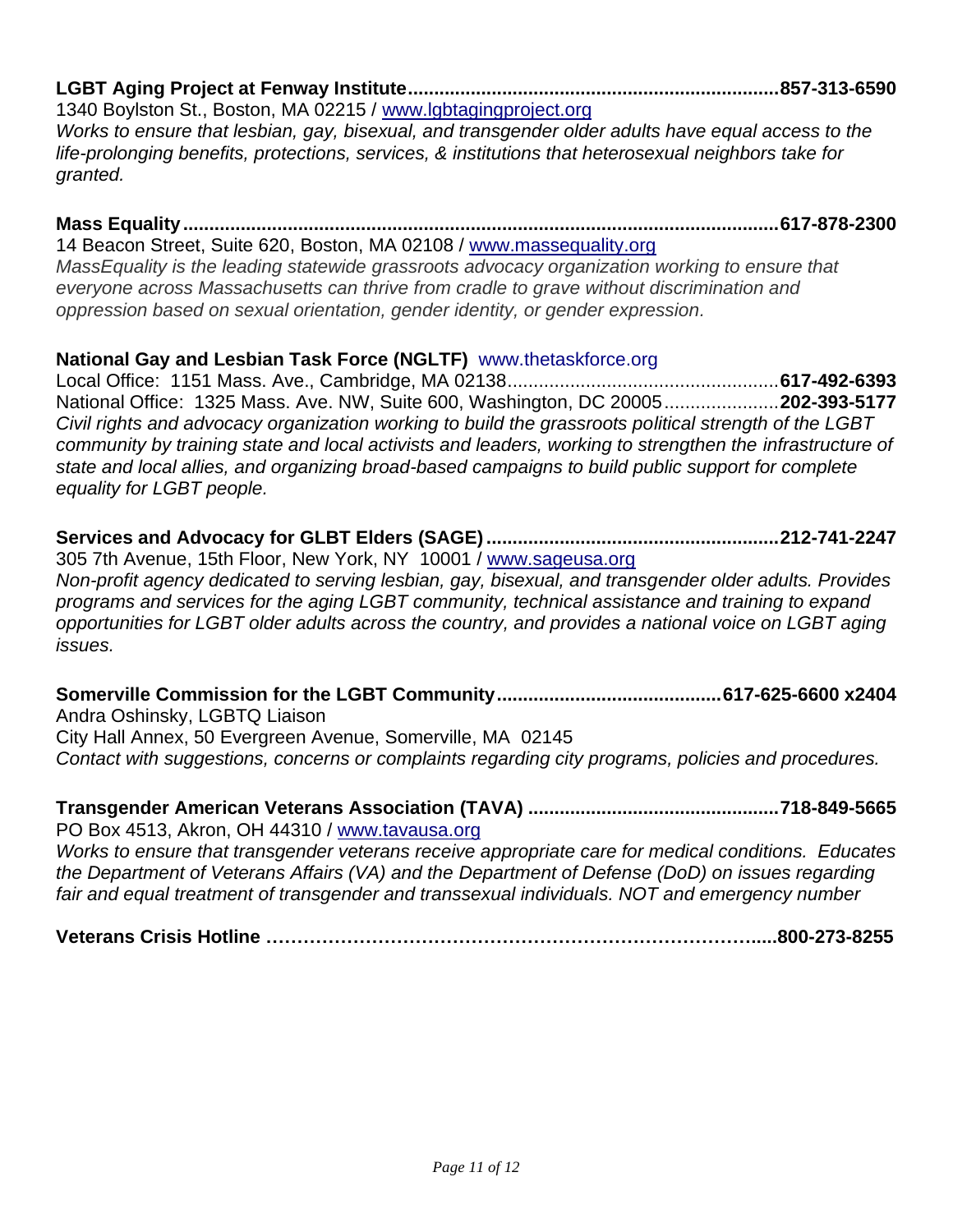**LGBT Aging Project at Fenway Institute......................................................................857-313-6590**
1340 Boylston St., Boston, MA 02215 / [www.lgbtagingproject.org](http://www.lgbtagingproject.org)
*Works to ensure that lesbian, gay, bisexual, and transgender older adults have equal access to the life-prolonging benefits, protections, services, & institutions that heterosexual neighbors take for granted.*

**Mass Equality.................................................................................................................617-878-2300**
14 Beacon Street, Suite 620, Boston, MA 02108 / [www.massequality.org](http://www.massequality.org)
*MassEquality is the leading statewide grassroots advocacy organization working to ensure that everyone across Massachusetts can thrive from cradle to grave without discrimination and oppression based on sexual orientation, gender identity, or gender expression.*

**National Gay and Lesbian Task Force (NGLTF)** www.thetaskforce.org
Local Office: 1151 Mass. Ave., Cambridge, MA 02138....................................................**617-492-6393**
National Office: 1325 Mass. Ave. NW, Suite 600, Washington, DC 20005......................**202-393-5177**
*Civil rights and advocacy organization working to build the grassroots political strength of the LGBT community by training state and local activists and leaders, working to strengthen the infrastructure of state and local allies, and organizing broad-based campaigns to build public support for complete equality for LGBT people.*

**Services and Advocacy for GLBT Elders (SAGE)........................................................212-741-2247**
305 7th Avenue, 15th Floor, New York, NY 10001 / [www.sageusa.org](http://www.sageusa.org)
*Non-profit agency dedicated to serving lesbian, gay, bisexual, and transgender older adults. Provides programs and services for the aging LGBT community, technical assistance and training to expand opportunities for LGBT older adults across the country, and provides a national voice on LGBT aging issues.*

**Somerville Commission for the LGBT Community...........................................617-625-6600 x2404**
Andra Oshinsky, LGBTQ Liaison
City Hall Annex, 50 Evergreen Avenue, Somerville, MA 02145
*Contact with suggestions, concerns or complaints regarding city programs, policies and procedures.*

**Transgender American Veterans Association (TAVA) ................................................718-849-5665**
PO Box 4513, Akron, OH 44310 / [www.tavausa.org](http://www.tavausa.org)
*Works to ensure that transgender veterans receive appropriate care for medical conditions. Educates the Department of Veterans Affairs (VA) and the Department of Defense (DoD) on issues regarding fair and equal treatment of transgender and transsexual individuals. NOT and emergency number*

**Veterans Crisis Hotline …………………………………………………………………….....800-273-8255**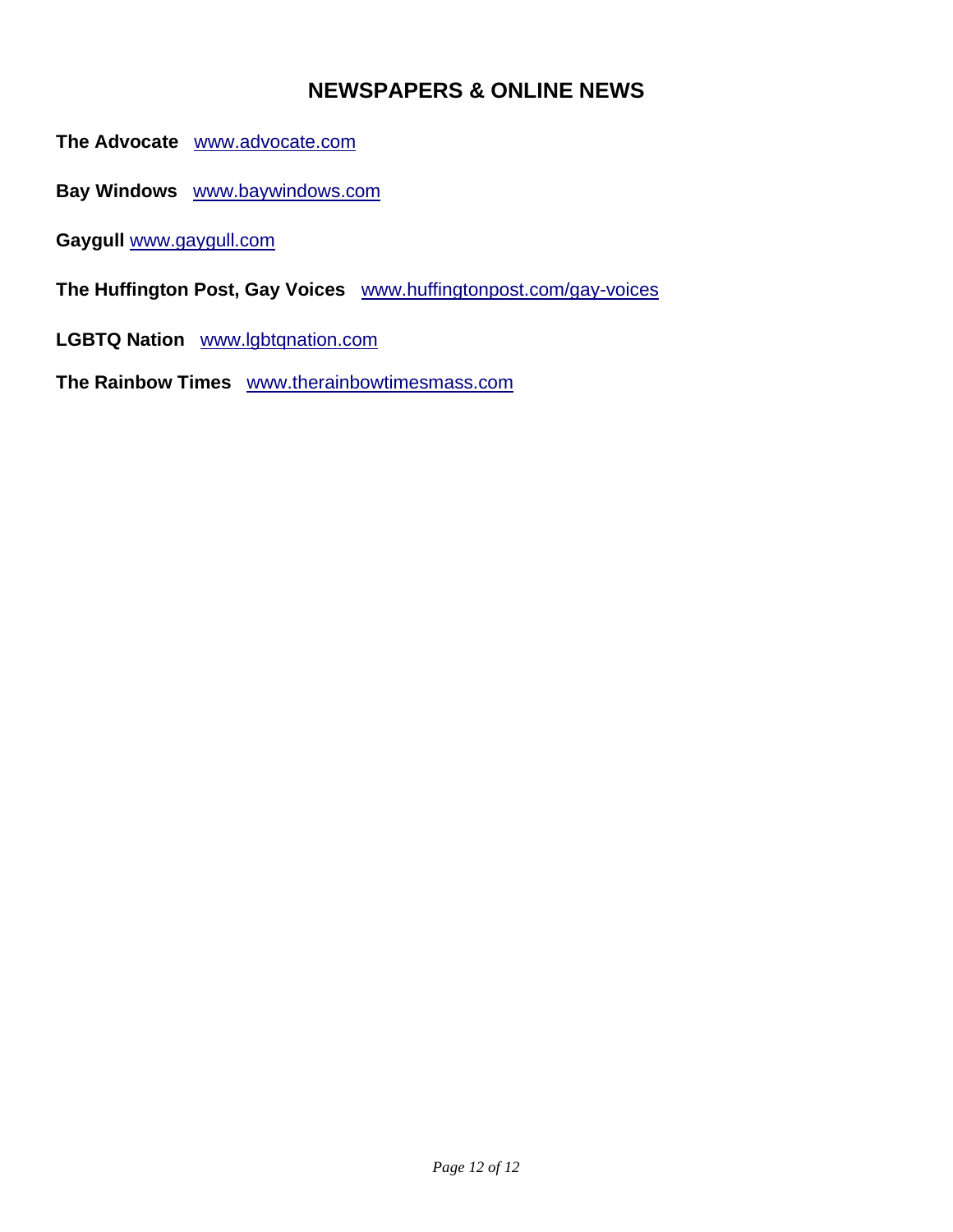## NEWSPAPERS & ONLINE NEWS

**The Advocate** www.advocate.com

**Bay Windows** www.baywindows.com

**Gaygull** www.gaygull.com

**The Huffington Post, Gay Voices** www.huffingtonpost.com/gay-voices

**LGBTQ Nation** www.lgbtqnation.com

**The Rainbow Times** www.therainbowtimesmass.com